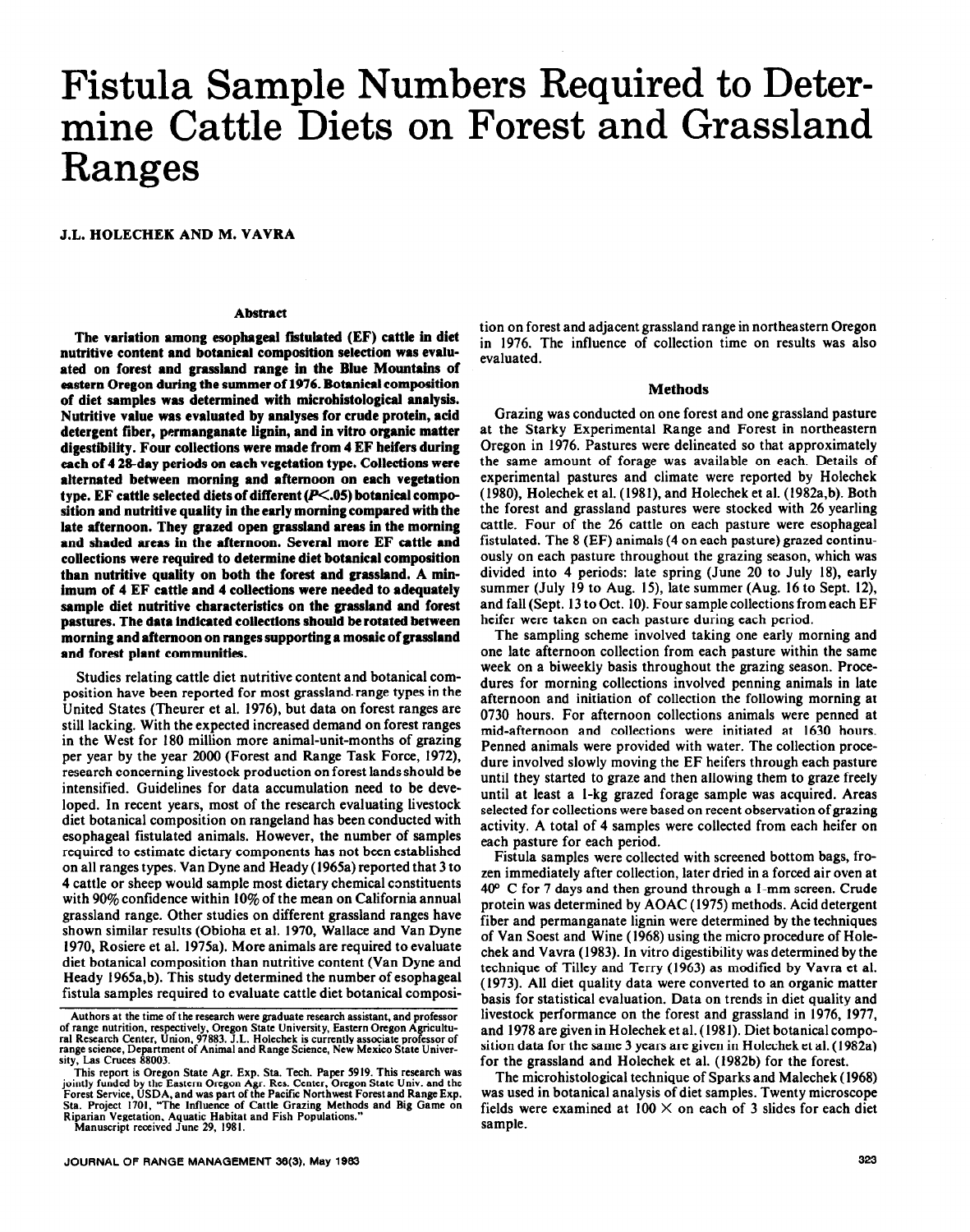# Fistula Sample Numbers Required to Determine Cattle Diets on Forest and Grassland Ranges

J.L. HOLECHEK AND M. VAVRA

## Abstract

**The variation among esophageal fistulated (EF) cattle in diet nutritive content and botanical composition selection was evaluated on forest and grassland range in the Blue Mountains of eastern Oregon during the summer of 1976. Botanical composition of diet samples was determined with microhistological analysis. Nutritive value was evaluated by analyses for crude protein, acid detergent fiber, permanganate lignin, and in vitro organic matter digestibility. Four collections were made from 4 EF heifers during each of 4 28-day periods on each vegetation type. Collections were alternated between morning and afternoon on each vegetation type. EF cattle selected diets of different ($P<.05$) botanical composition and nutritive quality in the early morning compared with the late afternoon. They grazed open grassland areas in the morning and shaded areas in the afternoon. Several more EF cattle and collections were required to determine diet botanical composition than nutritive quality on both the forest and grassland. A minimum of 4 EF cattle and 4 collections were needed to adequately sample diet nutritive characteristics on the grassland and forest pastures. The data indicated collections should be rotated between morning and afternoon on ranges supporting a mosaic of grassland and forest plant communities.**

Studies relating cattle diet nutritive content and botanical composition have been reported for most grassland range types in the United States (Theurer et al. 1976), but data on forest ranges are still lacking. With the expected increased demand on forest ranges in the West for 180 million more animal-unit-months of grazing per year by the year 2000 (Forest and Range Task Force, 1972), research concerning livestock production on forest lands should be intensified. Guidelines for data accumulation need to be developed. In recent years, most of the research evaluating livestock diet botanical composition on rangeland has been conducted with esophageal fistulated animals. However, the number of samples required to estimate dietary components has not been established on all ranges types. Van Dyne and Heady (1965a) reported that 3 to 4 cattle or sheep would sample most dietary chemical constituents with 90% confidence within 10% of the mean on California annual grassland range. Other studies on different grassland ranges have shown similar results (Obioha et al. 1970, Wallace and Van Dyne 1970, Rosiere et al. 1975a). More animals are required to evaluate diet botanical composition than nutritive content (Van Dyne and Heady 1965a,b). This study determined the number of esophageal fistula samples required to evaluate cattle diet botanical composition on forest and adjacent grassland range in northeastern Oregon in 1976. The influence of collection time on results was also evaluated.

Authors at the time of the research were graduate research assistant, and professor of range nutrition, respectively, Oregon State University, Eastern Oregon Agricultural Research Center, Union, 97883. J.L. Holechek is currently associate professor of range science, Department of Animal and Range Science, New Mexico State University, Las Cruces 88003.

This report is Oregon State Agr. Exp. Sta. Tech. Paper 5919. This research was jointly funded by the Eastern Oregon Agr. Res. Center, Oregon State Univ. and the Forest Service, USDA, and was part of the Pacific Northwest Forest and Range Exp. Sta. Project 1701, "The Influence of Cattle Grazing Methods and Big Game on Riparian Vegetation, Aquatic Habitat and Fish Populations."

Manuscript received June 29, 1981.

## Methods

Grazing was conducted on one forest and one grassland pasture at the Starky Experimental Range and Forest in northeastern Oregon in 1976. Pastures were delineated so that approximately the same amount of forage was available on each. Details of experimental pastures and climate were reported by Holechek (1980), Holechek et al. (1981), and Holechek et al. (1982a,b). Both the forest and grassland pastures were stocked with 26 yearling cattle. Four of the 26 cattle on each pasture were esophageal fistulated. The 8 (EF) animals (4 on each pasture) grazed continuously on each pasture throughout the grazing season, which was divided into 4 periods: late spring (June 20 to July 18), early summer (July 19 to Aug. 15), late summer (Aug. 16 to Sept. 12), and fall (Sept. 13 to Oct. 10). Four sample collections from each EF heifer were taken on each pasture during each period.

The sampling scheme involved taking one early morning and one late afternoon collection from each pasture within the same week on a biweekly basis throughout the grazing season. Procedures for morning collections involved penning animals in late afternoon and initiation of collection the following morning at 0730 hours. For afternoon collections animals were penned at mid-afternoon and collections were initiated at 1630 hours. Penned animals were provided with water. The collection procedure involved slowly moving the EF heifers through each pasture until they started to graze and then allowing them to graze freely until at least a 1-kg grazed forage sample was acquired. Areas selected for collections were based on recent observation of grazing activity. A total of 4 samples were collected from each heifer on each pasture for each period.

Fistula samples were collected with screened bottom bags, frozen immediately after collection, later dried in a forced air oven at 40° C for 7 days and then ground through a 1-mm screen. Crude protein was determined by AOAC (1975) methods. Acid detergent fiber and permanganate lignin were determined by the techniques of Van Soest and Wine (1968) using the micro procedure of Holechek and Vavra (1983). In vitro digestibility was determined by the technique of Tilley and Terry (1963) as modified by Vavra et al. (1973). All diet quality data were converted to an organic matter basis for statistical evaluation. Data on trends in diet quality and livestock performance on the forest and grassland in 1976, 1977, and 1978 are given in Holechek et al. (1981). Diet botanical composition data for the same 3 years are given in Holechek et al. (1982a) for the grassland and Holechek et al. (1982b) for the forest.

The microhistological technique of Sparks and Malechek (1968) was used in botanical analysis of diet samples. Twenty microscope fields were examined at 100 × on each of 3 slides for each diet sample.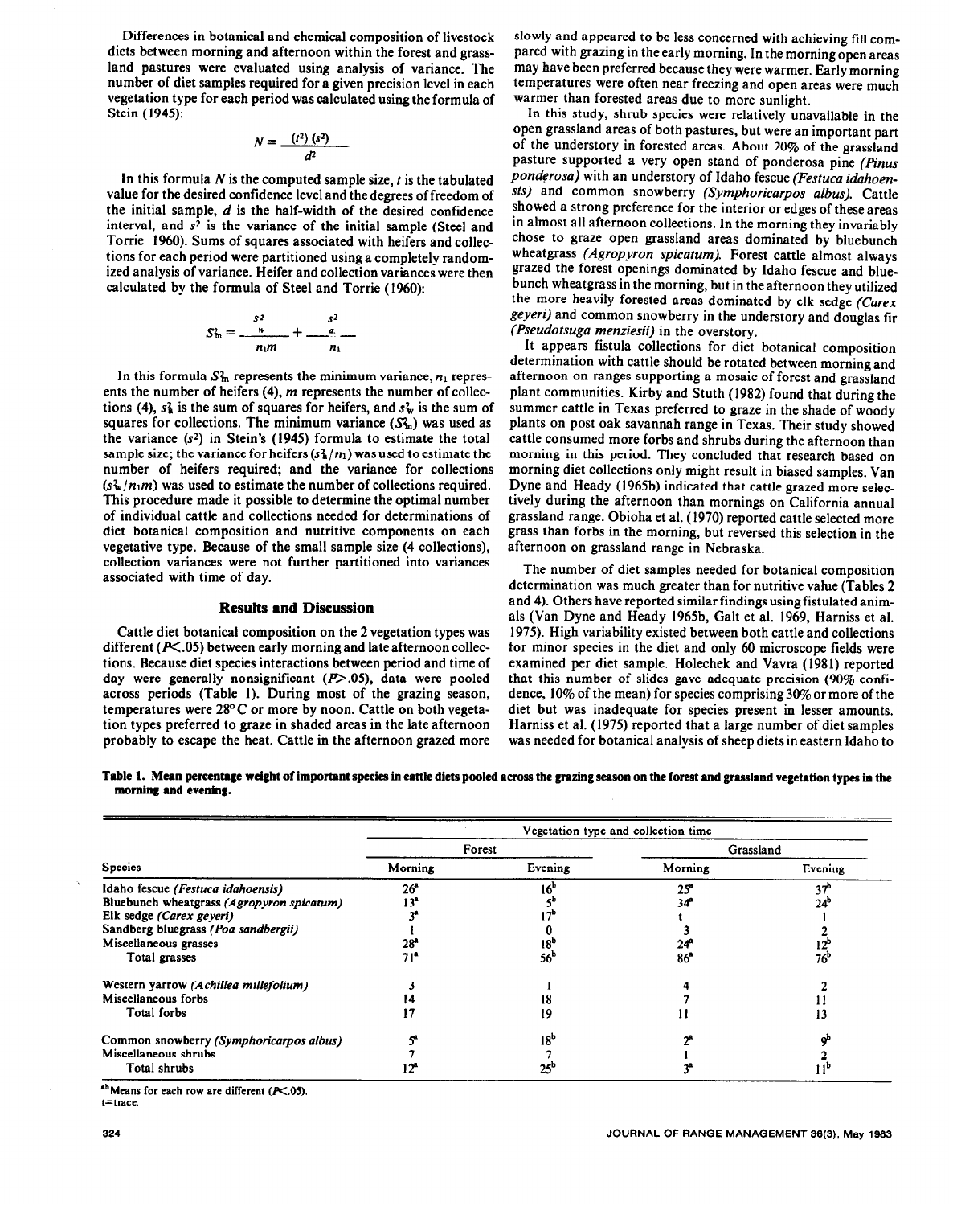Differences in botanical and chemical composition of livestock diets between morning and afternoon within the forest and grassland pastures were evaluated using analysis of variance. The number of diet samples required for a given precision level in each vegetation type for each period was calculated using the formula of Stein (1945):

$$N = \frac{(t^2)(s^2)}{d^2}$$

In this formula $N$ is the computed sample size, $t$ is the tabulated value for the desired confidence level and the degrees of freedom of the initial sample, $d$ is the half-width of the desired confidence interval, and $s^2$ is the variance of the initial sample (Steel and Torrie 1960). Sums of squares associated with heifers and collections for each period were partitioned using a completely randomized analysis of variance. Heifer and collection variances were then calculated by the formula of Steel and Torrie (1960):

$$S^2_m = \frac{s^2_w}{n_1 m} + \frac{s^2_a}{n_1}$$

In this formula $S^2_m$ represents the minimum variance, $n_1$ represents the number of heifers (4), $m$ represents the number of collections (4), $s^2_a$ is the sum of squares for heifers, and $s^2_w$ is the sum of squares for collections. The minimum variance ($S^2_m$) was used as the variance ($s^2$) in Stein's (1945) formula to estimate the total sample size; the variance for heifers ($s^2_a/n_1$) was used to estimate the number of heifers required; and the variance for collections ($s^2_w/n_1 m$) was used to estimate the number of collections required. This procedure made it possible to determine the optimal number of individual cattle and collections needed for determinations of diet botanical composition and nutritive components on each vegetative type. Because of the small sample size (4 collections), collection variances were not further partitioned into variances associated with time of day.

## Results and Discussion

Cattle diet botanical composition on the 2 vegetation types was different ($P<.05$) between early morning and late afternoon collections. Because diet species interactions between period and time of day were generally nonsignificant ($P>.05$), data were pooled across periods (Table 1). During most of the grazing season, temperatures were 28° C or more by noon. Cattle on both vegetation types preferred to graze in shaded areas in the late afternoon probably to escape the heat. Cattle in the afternoon grazed more slowly and appeared to be less concerned with achieving fill compared with grazing in the early morning. In the morning open areas may have been preferred because they were warmer. Early morning temperatures were often near freezing and open areas were much warmer than forested areas due to more sunlight.

In this study, shrub species were relatively unavailable in the open grassland areas of both pastures, but were an important part of the understory in forested areas. About 20% of the grassland pasture supported a very open stand of ponderosa pine (*Pinus ponderosa*) with an understory of Idaho fescue (*Festuca idahoensis*) and common snowberry (*Symphoricarpos albus*). Cattle showed a strong preference for the interior or edges of these areas in almost all afternoon collections. In the morning they invariably chose to graze open grassland areas dominated by bluebunch wheatgrass (*Agropyron spicatum*). Forest cattle almost always grazed the forest openings dominated by Idaho fescue and bluebunch wheatgrass in the morning, but in the afternoon they utilized the more heavily forested areas dominated by elk sedge (*Carex geyeri*) and common snowberry in the understory and douglas fir (*Pseudotsuga menziesii*) in the overstory.

It appears fistula collections for diet botanical composition determination with cattle should be rotated between morning and afternoon on ranges supporting a mosaic of forest and grassland plant communities. Kirby and Stuth (1982) found that during the summer cattle in Texas preferred to graze in the shade of woody plants on post oak savannah range in Texas. Their study showed cattle consumed more forbs and shrubs during the afternoon than morning in this period. They concluded that research based on morning diet collections only might result in biased samples. Van Dyne and Heady (1965b) indicated that cattle grazed more selectively during the afternoon than mornings on California annual grassland range. Obioha et al. (1970) reported cattle selected more grass than forbs in the morning, but reversed this selection in the afternoon on grassland range in Nebraska.

The number of diet samples needed for botanical composition determination was much greater than for nutritive value (Tables 2 and 4). Others have reported similar findings using fistulated animals (Van Dyne and Heady 1965b, Galt et al. 1969, Harniss et al. 1975). High variability existed between both cattle and collections for minor species in the diet and only 60 microscope fields were examined per diet sample. Holechek and Vavra (1981) reported that this number of slides gave adequate precision (90% confidence, 10% of the mean) for species comprising 30% or more of the diet but was inadequate for species present in lesser amounts. Harniss et al. (1975) reported that a large number of diet samples was needed for botanical analysis of sheep diets in eastern Idaho to

**Table 1. Mean percentage weight of important species in cattle diets pooled across the grazing season on the forest and grassland vegetation types in the morning and evening.**

| | Vegetation type and collection time | | | |
|---|---|---|---|---|
| | Forest | | Grassland | |
| Species | Morning | Evening | Morning | Evening |
| Idaho fescue (*Festuca idahoensis*) | 26[a] | 16[b] | 25[a] | 37[b] |
| Bluebunch wheatgrass (*Agropyron spicatum*) | 13[a] | 5[b] | 34[a] | 24[b] |
| Elk sedge (*Carex geyeri*) | 3[a] | 17[b] | t | 1 |
| Sandberg bluegrass (*Poa sandbergii*) | 1 | 0 | 3 | 2 |
| Miscellaneous grasses | 28[a] | 18[b] | 24[a] | 12[b] |
| Total grasses | 71[a] | 56[b] | 86[a] | 76[b] |
| Western yarrow (*Achillea millefolium*) | 3 | 1 | 4 | 2 |
| Miscellaneous forbs | 14 | 18 | 7 | 11 |
| Total forbs | 17 | 19 | 11 | 13 |
| Common snowberry (*Symphoricarpos albus*) | 5[a] | 18[b] | 2[a] | 9[b] |
| Miscellaneous shrubs | 7 | 7 | 1 | 2 |
| Total shrubs | 12[a] | 25[b] | 3[a] | 11[b] |

[ab]Means for each row are different ($P<.05$).
t=trace.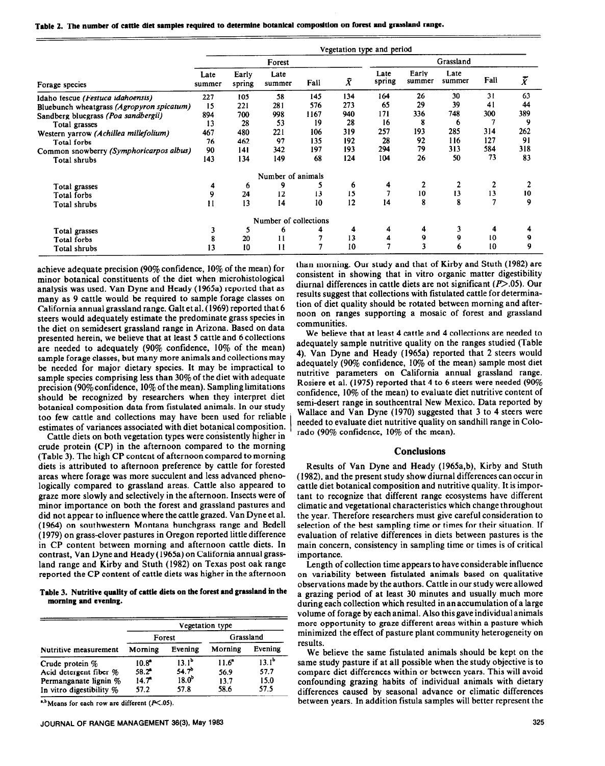**Table 2. The number of cattle diet samples required to determine botanical composition on forest and grassland range.**

| | Vegetation type and period | | | | | | | | | |
|---|---|---|---|---|---|---|---|---|---|---|
| | Forest | | | | | Grassland | | | | |
| Forage species | Late summer | Early spring | Late summer | Fall | $\bar{X}$ | Late spring | Early summer | Late summer | Fall | $\bar{X}$ |
| Idaho fescue (*Festuca idahoensis*) | 227 | 105 | 58 | 145 | 134 | 164 | 26 | 30 | 31 | 63 |
| Bluebunch wheatgrass (*Agropyron spicatum*) | 15 | 221 | 281 | 576 | 273 | 65 | 29 | 39 | 41 | 44 |
| Sandberg bluegrass (*Poa sandbergii*) | 894 | 700 | 998 | 1167 | 940 | 171 | 336 | 748 | 300 | 389 |
| Total grasses | 13 | 28 | 53 | 19 | 28 | 16 | 8 | 6 | 7 | 9 |
| Western yarrow (*Achillea millefolium*) | 467 | 480 | 221 | 106 | 319 | 257 | 193 | 285 | 314 | 262 |
| Total forbs | 76 | 462 | 97 | 135 | 192 | 28 | 92 | 116 | 127 | 91 |
| Common snowberry (*Symphoricarpos albus*) | 90 | 141 | 342 | 197 | 193 | 294 | 79 | 313 | 584 | 318 |
| Total shrubs | 143 | 134 | 149 | 68 | 124 | 104 | 26 | 50 | 73 | 83 |
| | Number of animals | | | | | | | | | |
| Total grasses | 4 | 6 | 9 | 5 | 6 | 4 | 2 | 2 | 2 | 2 |
| Total forbs | 9 | 24 | 12 | 13 | 15 | 7 | 10 | 13 | 13 | 10 |
| Total shrubs | 11 | 13 | 14 | 10 | 12 | 14 | 8 | 8 | 7 | 9 |
| | Number of collections | | | | | | | | | |
| Total grasses | 3 | 5 | 6 | 4 | 4 | 4 | 4 | 3 | 4 | 4 |
| Total forbs | 8 | 20 | 11 | 7 | 13 | 4 | 9 | 9 | 10 | 9 |
| Total shrubs | 13 | 10 | 11 | 7 | 10 | 7 | 3 | 6 | 10 | 9 |

achieve adequate precision (90% confidence, 10% of the mean) for minor botanical constituents of the diet when microhistological analysis was used. Van Dyne and Heady (1965a) reported that as many as 9 cattle would be required to sample forage classes on California annual grassland range. Galt et al. (1969) reported that 6 steers would adequately estimate the predominate grass species in the diet on semidesert grassland range in Arizona. Based on data presented herein, we believe that at least 5 cattle and 6 collections are needed to adequately (90% confidence, 10% of the mean) sample forage classes, but many more animals and collections may be needed for major dietary species. It may be impractical to sample species comprising less than 30% of the diet with adequate precision (90% confidence, 10% of the mean). Sampling limitations should be recognized by researchers when they interpret diet botanical composition data from fistulated animals. In our study too few cattle and collections may have been used for reliable estimates of variances associated with diet botanical composition.

Cattle diets on both vegetation types were consistently higher in crude protein (CP) in the afternoon compared to the morning (Table 3). The high CP content of afternoon compared to morning diets is attributed to afternoon preference by cattle for forested areas where forage was more succulent and less advanced phenologically compared to grassland areas. Cattle also appeared to graze more slowly and selectively in the afternoon. Insects were of minor importance on both the forest and grassland pastures and did not appear to influence where the cattle grazed. Van Dyne et al. (1964) on southwestern Montana bunchgrass range and Bedell (1979) on grass-clover pastures in Oregon reported little difference in CP content between morning and afternoon cattle diets. In contrast, Van Dyne and Heady (1965a) on California annual grassland range and Kirby and Stuth (1982) on Texas post oak range reported the CP content of cattle diets was higher in the afternoon than morning. Our study and that of Kirby and Stuth (1982) are consistent in showing that in vitro organic matter digestibility diurnal differences in cattle diets are not significant ($P$>.05). Our results suggest that collections with fistulated cattle for determination of diet quality should be rotated between morning and afternoon on ranges supporting a mosaic of forest and grassland communities.

**Table 3. Nutritive quality of cattle diets on the forest and grassland in the morning and evening.**

| | Vegetation type | | | |
|---|---|---|---|---|
| | Forest | | Grassland | |
| Nutritive measurement | Morning | Evening | Morning | Evening |
| Crude protein % | 10.8[a] | 13.1[b] | 11.6[a] | 13.1[b] |
| Acid detergent fiber % | 58.2[a] | 54.7[b] | 56.9 | 57.7 |
| Permanganate lignin % | 14.7[a] | 18.0[b] | 13.7 | 15.0 |
| In vitro digestibility % | 57.2 | 57.8 | 58.6 | 57.5 |

[a,b]Means for each row are different ($P$<.05).

We believe that at least 4 cattle and 4 collections are needed to adequately sample nutritive quality on the ranges studied (Table 4). Van Dyne and Heady (1965a) reported that 2 steers would adequately (90% confidence, 10% of the mean) sample most diet nutritive parameters on California annual grassland range. Rosiere et al. (1975) reported that 4 to 6 steers were needed (90% confidence, 10% of the mean) to evaluate diet nutritive content of semi-desert range in southcentral New Mexico. Data reported by Wallace and Van Dyne (1970) suggested that 3 to 4 steers were needed to evaluate diet nutritive quality on sandhill range in Colorado (90% confidence, 10% of the mean).

## Conclusions

Results of Van Dyne and Heady (1965a,b), Kirby and Stuth (1982), and the present study show diurnal differences can occur in cattle diet botanical composition and nutritive quality. It is important to recognize that different range ecosystems have different climatic and vegetational characteristics which change throughout the year. Therefore researchers must give careful consideration to selection of the best sampling time or times for their situation. If evaluation of relative differences in diets between pastures is the main concern, consistency in sampling time or times is of critical importance.

Length of collection time appears to have considerable influence on variability between fistulated animals based on qualitative observations made by the authors. Cattle in our study were allowed a grazing period of at least 30 minutes and usually much more during each collection which resulted in an accumulation of a large volume of forage by each animal. Also this gave individual animals more opportunity to graze different areas within a pasture which minimized the effect of pasture plant community heterogeneity on results.

We believe the same fistulated animals should be kept on the same study pasture if at all possible when the study objective is to compare diet differences within or between years. This will avoid confounding grazing habits of individual animals with dietary differences caused by seasonal advance or climatic differences between years. In addition fistula samples will better represent the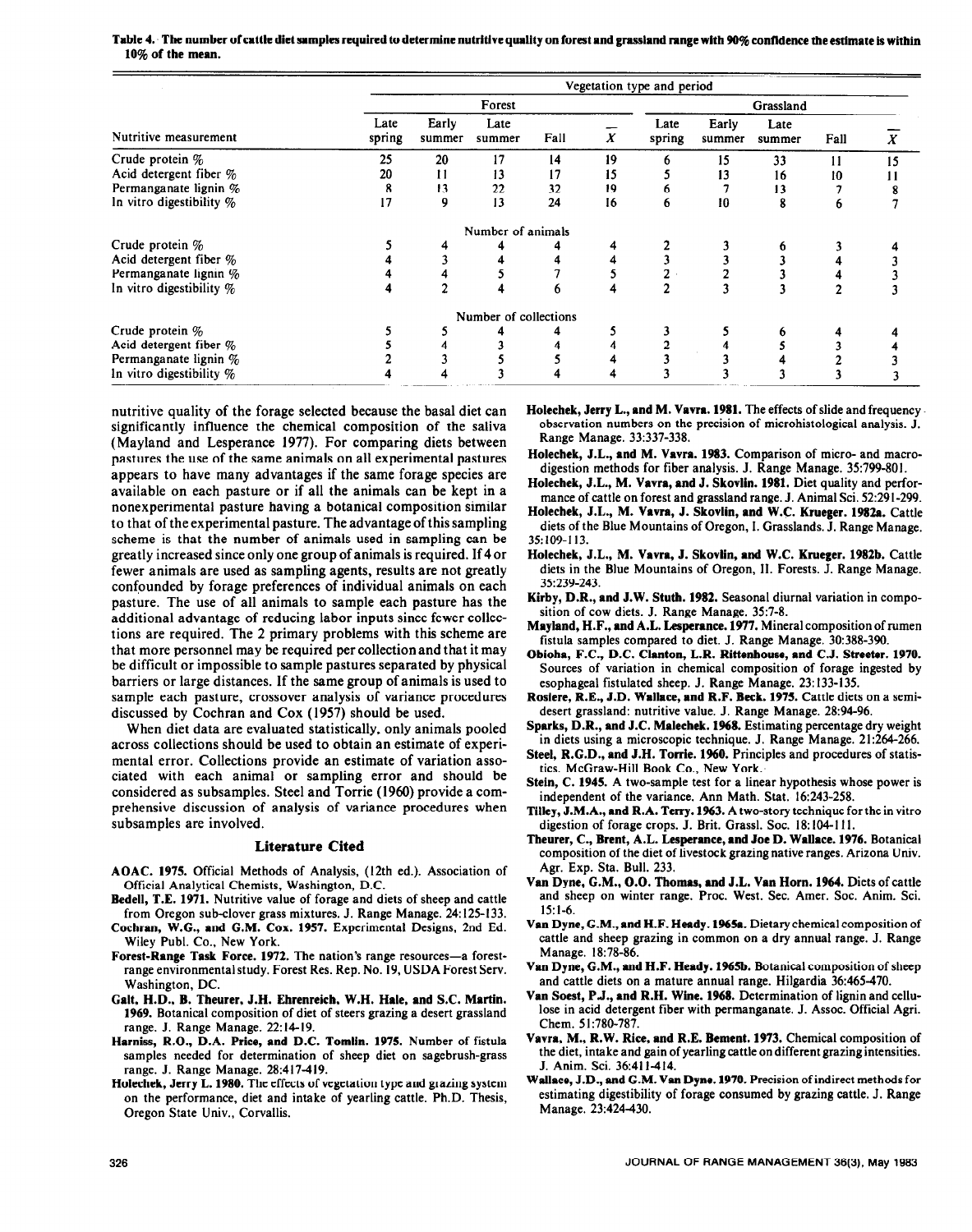**Table 4. The number of cattle diet samples required to determine nutritive quality on forest and grassland range with 90% confidence the estimate is within 10% of the mean.**

| | Vegetation type and period | | | | | | | | | |
|---|---|---|---|---|---|---|---|---|---|---|
| | Forest | | | | | Grassland | | | | |
| Nutritive measurement | Late spring | Early summer | Late summer | Fall | $\bar{X}$ | Late spring | Early summer | Late summer | Fall | $\bar{X}$ |
| Crude protein % | 25 | 20 | 17 | 14 | 19 | 6 | 15 | 33 | 11 | 15 |
| Acid detergent fiber % | 20 | 11 | 13 | 17 | 15 | 5 | 13 | 16 | 10 | 11 |
| Permanganate lignin % | 8 | 13 | 22 | 32 | 19 | 6 | 7 | 13 | 7 | 8 |
| In vitro digestibility % | 17 | 9 | 13 | 24 | 16 | 6 | 10 | 8 | 6 | 7 |
| | | | Number of animals | | | | | | | |
| Crude protein % | 5 | 4 | 4 | 4 | 4 | 2 | 3 | 6 | 3 | 4 |
| Acid detergent fiber % | 4 | 3 | 4 | 4 | 4 | 3 | 3 | 3 | 4 | 3 |
| Permanganate lignin % | 4 | 4 | 5 | 7 | 5 | 2 | 2 | 3 | 4 | 3 |
| In vitro digestibility % | 4 | 2 | 4 | 6 | 4 | 2 | 3 | 3 | 2 | 3 |
| | | | Number of collections | | | | | | | |
| Crude protein % | 5 | 5 | 4 | 4 | 5 | 3 | 5 | 6 | 4 | 4 |
| Acid detergent fiber % | 5 | 4 | 3 | 4 | 4 | 2 | 4 | 5 | 3 | 4 |
| Permanganate lignin % | 2 | 3 | 5 | 5 | 4 | 3 | 3 | 4 | 2 | 3 |
| In vitro digestibility % | 4 | 4 | 3 | 4 | 4 | 3 | 3 | 3 | 3 | 3 |

nutritive quality of the forage selected because the basal diet can significantly influence the chemical composition of the saliva (Mayland and Lesperance 1977). For comparing diets between pastures the use of the same animals on all experimental pastures appears to have many advantages if the same forage species are available on each pasture or if all the animals can be kept in a nonexperimental pasture having a botanical composition similar to that of the experimental pasture. The advantage of this sampling scheme is that the number of animals used in sampling can be greatly increased since only one group of animals is required. If 4 or fewer animals are used as sampling agents, results are not greatly confounded by forage preferences of individual animals on each pasture. The use of all animals to sample each pasture has the additional advantage of reducing labor inputs since fewer collections are required. The 2 primary problems with this scheme are that more personnel may be required per collection and that it may be difficult or impossible to sample pastures separated by physical barriers or large distances. If the same group of animals is used to sample each pasture, crossover analysis of variance procedures discussed by Cochran and Cox (1957) should be used.

When diet data are evaluated statistically, only animals pooled across collections should be used to obtain an estimate of experimental error. Collections provide an estimate of variation associated with each animal or sampling error and should be considered as subsamples. Steel and Torrie (1960) provide a comprehensive discussion of analysis of variance procedures when subsamples are involved.

## Literature Cited

**AOAC. 1975.** Official Methods of Analysis, (12th ed.). Association of Official Analytical Chemists, Washington, D.C.

**Bedell, T.E. 1971.** Nutritive value of forage and diets of sheep and cattle from Oregon sub-clover grass mixtures. J. Range Manage. 24:125-133.

**Cochran, W.G., and G.M. Cox. 1957.** Experimental Designs, 2nd Ed. Wiley Publ. Co., New York.

**Forest-Range Task Force. 1972.** The nation's range resources—a forest-range environmental study. Forest Res. Rep. No. 19, USDA Forest Serv. Washington, DC.

**Galt, H.D., B. Theurer, J.H. Ehrenreich, W.H. Hale, and S.C. Martin. 1969.** Botanical composition of diet of steers grazing a desert grassland range. J. Range Manage. 22:14-19.

**Harniss, R.O., D.A. Price, and D.C. Tomlin. 1975.** Number of fistula samples needed for determination of sheep diet on sagebrush-grass range. J. Range Manage. 28:417-419.

**Holechek, Jerry L. 1980.** The effects of vegetation type and grazing system on the performance, diet and intake of yearling cattle. Ph.D. Thesis, Oregon State Univ., Corvallis.

**Holechek, Jerry L., and M. Vavra. 1981.** The effects of slide and frequency observation numbers on the precision of microhistological analysis. J. Range Manage. 33:337-338.

**Holechek, J.L., and M. Vavra. 1983.** Comparison of micro- and macro-digestion methods for fiber analysis. J. Range Manage. 35:799-801.

**Holechek, J.L., M. Vavra, and J. Skovlin. 1981.** Diet quality and performance of cattle on forest and grassland range. J. Animal Sci. 52:291-299.

**Holechek, J.L., M. Vavra, J. Skovlin, and W.C. Krueger. 1982a.** Cattle diets of the Blue Mountains of Oregon, I. Grasslands. J. Range Manage. 35:109-113.

**Holechek, J.L., M. Vavra, J. Skovlin, and W.C. Krueger. 1982b.** Cattle diets in the Blue Mountains of Oregon, II. Forests. J. Range Manage. 35:239-243.

**Kirby, D.R., and J.W. Stuth. 1982.** Seasonal diurnal variation in composition of cow diets. J. Range Manage. 35:7-8.

**Mayland, H.F., and A.L. Lesperance. 1977.** Mineral composition of rumen fistula samples compared to diet. J. Range Manage. 30:388-390.

**Obioha, F.C., D.C. Clanton, L.R. Rittenhouse, and C.J. Streeter. 1970.** Sources of variation in chemical composition of forage ingested by esophageal fistulated sheep. J. Range Manage. 23:133-135.

**Rosiere, R.E., J.D. Wallace, and R.F. Beck. 1975.** Cattle diets on a semi-desert grassland: nutritive value. J. Range Manage. 28:94-96.

**Sparks, D.R., and J.C. Malechek. 1968.** Estimating percentage dry weight in diets using a microscopic technique. J. Range Manage. 21:264-266.

**Steel, R.G.D., and J.H. Torrie. 1960.** Principles and procedures of statistics. McGraw-Hill Book Co., New York.

**Stein, C. 1945.** A two-sample test for a linear hypothesis whose power is independent of the variance. Ann Math. Stat. 16:243-258.

**Tilley, J.M.A., and R.A. Terry. 1963.** A two-story technique for the in vitro digestion of forage crops. J. Brit. Grassl. Soc. 18:104-111.

**Theurer, C., Brent, A.L. Lesperance, and Joe D. Wallace. 1976.** Botanical composition of the diet of livestock grazing native ranges. Arizona Univ. Agr. Exp. Sta. Bull. 233.

**Van Dyne, G.M., O.O. Thomas, and J.L. Van Horn. 1964.** Diets of cattle and sheep on winter range. Proc. West. Sec. Amer. Soc. Anim. Sci. 15:1-6.

**Van Dyne, G.M., and H.F. Heady. 1965a.** Dietary chemical composition of cattle and sheep grazing in common on a dry annual range. J. Range Manage. 18:78-86.

**Van Dyne, G.M., and H.F. Heady. 1965b.** Botanical composition of sheep and cattle diets on a mature annual range. Hilgardia 36:465-470.

**Van Soest, P.J., and R.H. Wine. 1968.** Determination of lignin and cellulose in acid detergent fiber with permanganate. J. Assoc. Official Agri. Chem. 51:780-787.

**Vavra, M., R.W. Rice, and R.E. Bement. 1973.** Chemical composition of the diet, intake and gain of yearling cattle on different grazing intensities. J. Anim. Sci. 36:411-414.

**Wallace, J.D., and G.M. Van Dyne. 1970.** Precision of indirect methods for estimating digestibility of forage consumed by grazing cattle. J. Range Manage. 23:424-430.